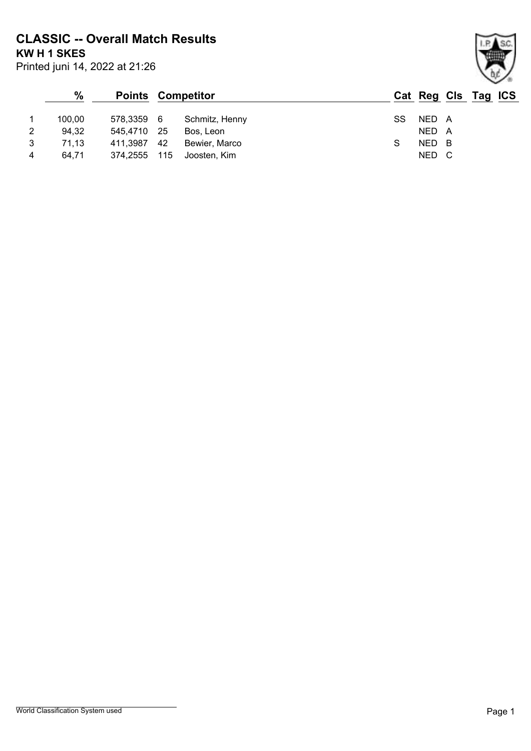# CLASSIC -- Overall Match Results

**KW H 1 SKES**

Printed juni 14, 2022 at 21:26

| | % | Points | | Competitor | Cat | Reg | Cls | Tag | ICS |
|---|---|---|---|---|---|---|---|---|---|
| 1 | 100,00 | 578,3359 | 6 | Schmitz, Henny | SS | NED | A | | |
| 2 | 94,32 | 545,4710 | 25 | Bos, Leon | | NED | A | | |
| 3 | 71,13 | 411,3987 | 42 | Bewier, Marco | S | NED | B | | |
| 4 | 64,71 | 374,2555 | 115 | Joosten, Kim | | NED | C | | |

World Classification System used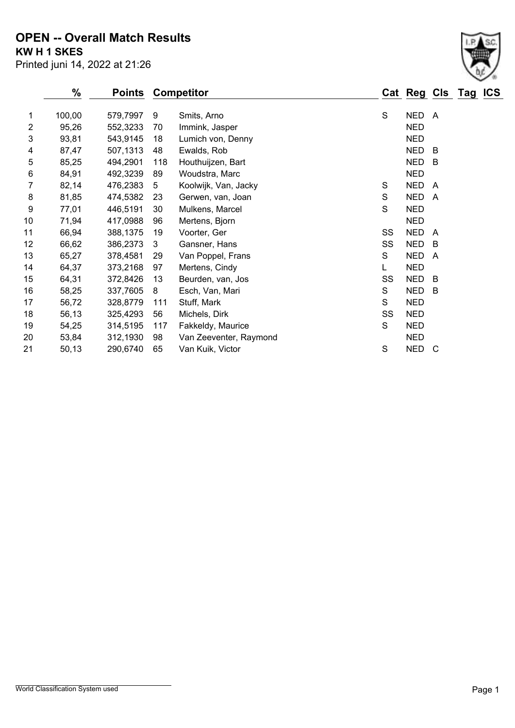# OPEN -- Overall Match Results

**KW H 1 SKES**

Printed juni 14, 2022 at 21:26

| | % | Points | Competitor | | Cat | Reg | Cls | Tag | ICS |
|---|---|---|---|---|---|---|---|---|---|
| 1 | 100,00 | 579,7997 | 9 | Smits, Arno | S | NED | A | | |
| 2 | 95,26 | 552,3233 | 70 | Immink, Jasper | | NED | | | |
| 3 | 93,81 | 543,9145 | 18 | Lumich von, Denny | | NED | | | |
| 4 | 87,47 | 507,1313 | 48 | Ewalds, Rob | | NED | B | | |
| 5 | 85,25 | 494,2901 | 118 | Houthuijzen, Bart | | NED | B | | |
| 6 | 84,91 | 492,3239 | 89 | Woudstra, Marc | | NED | | | |
| 7 | 82,14 | 476,2383 | 5 | Koolwijk, Van, Jacky | S | NED | A | | |
| 8 | 81,85 | 474,5382 | 23 | Gerwen, van, Joan | S | NED | A | | |
| 9 | 77,01 | 446,5191 | 30 | Mulkens, Marcel | S | NED | | | |
| 10 | 71,94 | 417,0988 | 96 | Mertens, Bjorn | | NED | | | |
| 11 | 66,94 | 388,1375 | 19 | Voorter, Ger | SS | NED | A | | |
| 12 | 66,62 | 386,2373 | 3 | Gansner, Hans | SS | NED | B | | |
| 13 | 65,27 | 378,4581 | 29 | Van Poppel, Frans | S | NED | A | | |
| 14 | 64,37 | 373,2168 | 97 | Mertens, Cindy | L | NED | | | |
| 15 | 64,31 | 372,8426 | 13 | Beurden, van, Jos | SS | NED | B | | |
| 16 | 58,25 | 337,7605 | 8 | Esch, Van, Mari | S | NED | B | | |
| 17 | 56,72 | 328,8779 | 111 | Stuff, Mark | S | NED | | | |
| 18 | 56,13 | 325,4293 | 56 | Michels, Dirk | SS | NED | | | |
| 19 | 54,25 | 314,5195 | 117 | Fakkeldy, Maurice | S | NED | | | |
| 20 | 53,84 | 312,1930 | 98 | Van Zeeventer, Raymond | | NED | | | |
| 21 | 50,13 | 290,6740 | 65 | Van Kuik, Victor | S | NED | C | | |

World Classification System used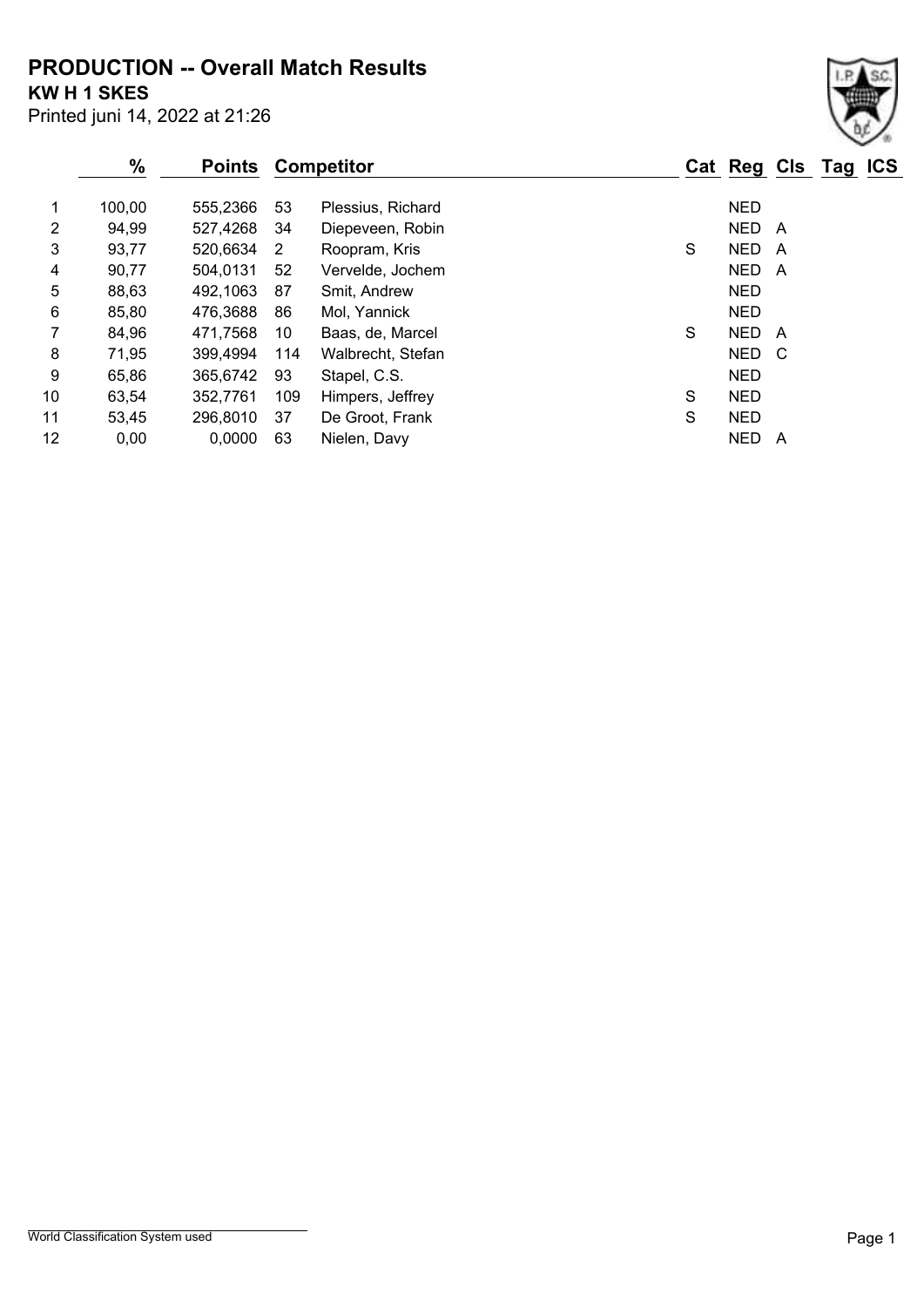# PRODUCTION -- Overall Match Results

**KW H 1 SKES**

Printed juni 14, 2022 at 21:26

| | % | Points | Competitor | | Cat | Reg | Cls | Tag | ICS |
|---|---|---|---|---|---|---|---|---|---|
| 1 | 100,00 | 555,2366 | 53 | Plessius, Richard | | NED | | | |
| 2 | 94,99 | 527,4268 | 34 | Diepeveen, Robin | | NED | A | | |
| 3 | 93,77 | 520,6634 | 2 | Roopram, Kris | S | NED | A | | |
| 4 | 90,77 | 504,0131 | 52 | Vervelde, Jochem | | NED | A | | |
| 5 | 88,63 | 492,1063 | 87 | Smit, Andrew | | NED | | | |
| 6 | 85,80 | 476,3688 | 86 | Mol, Yannick | | NED | | | |
| 7 | 84,96 | 471,7568 | 10 | Baas, de, Marcel | S | NED | A | | |
| 8 | 71,95 | 399,4994 | 114 | Walbrecht, Stefan | | NED | C | | |
| 9 | 65,86 | 365,6742 | 93 | Stapel, C.S. | | NED | | | |
| 10 | 63,54 | 352,7761 | 109 | Himpers, Jeffrey | S | NED | | | |
| 11 | 53,45 | 296,8010 | 37 | De Groot, Frank | S | NED | | | |
| 12 | 0,00 | 0,0000 | 63 | Nielen, Davy | | NED | A | | |

World Classification System used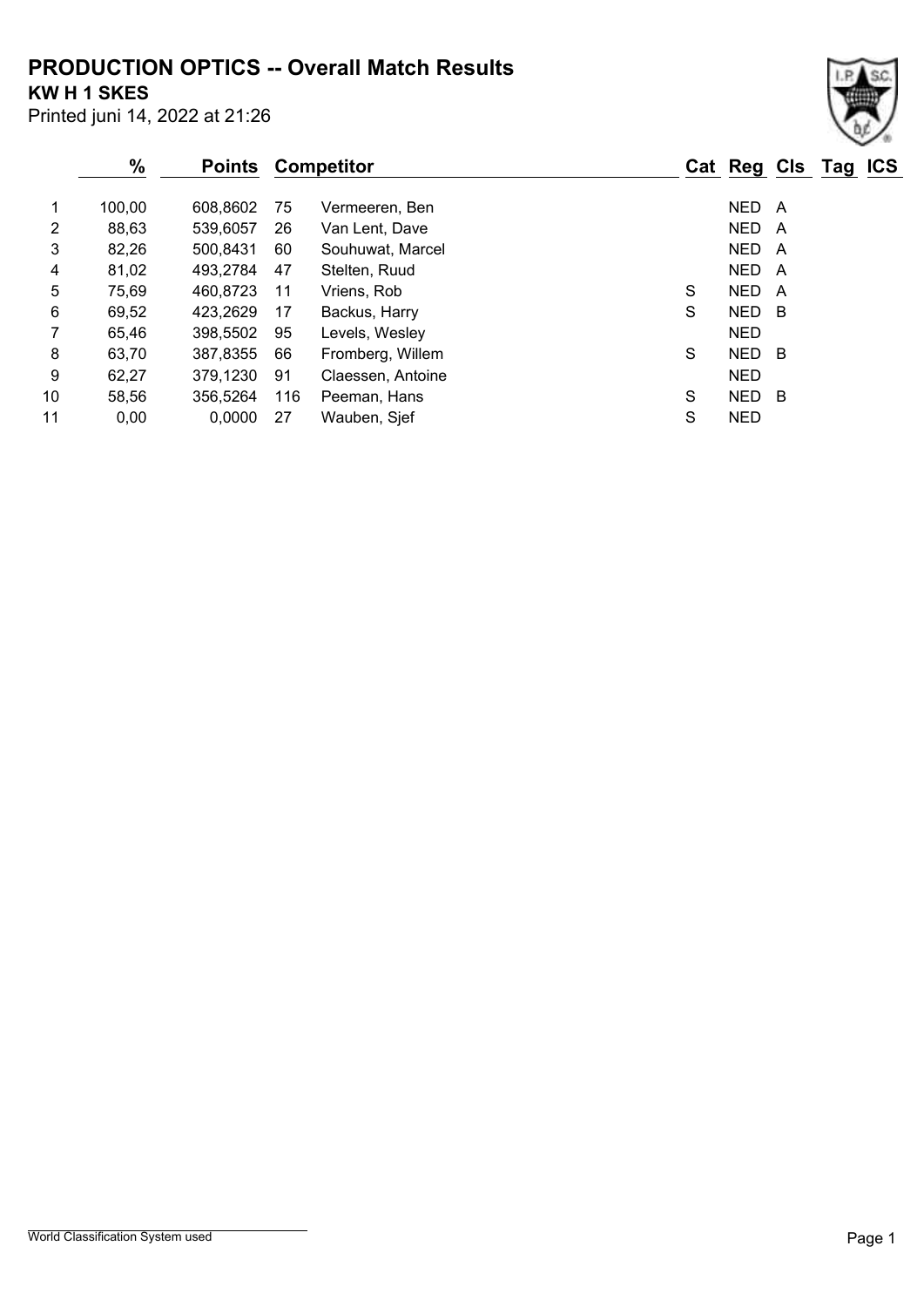# PRODUCTION OPTICS -- Overall Match Results

**KW H 1 SKES**

Printed juni 14, 2022 at 21:26

| | % | Points | Competitor | | Cat | Reg | Cls | Tag | ICS |
|---|---|---|---|---|---|---|---|---|---|
| 1 | 100,00 | 608,8602 | 75 | Vermeeren, Ben | | NED | A | | |
| 2 | 88,63 | 539,6057 | 26 | Van Lent, Dave | | NED | A | | |
| 3 | 82,26 | 500,8431 | 60 | Souhuwat, Marcel | | NED | A | | |
| 4 | 81,02 | 493,2784 | 47 | Stelten, Ruud | | NED | A | | |
| 5 | 75,69 | 460,8723 | 11 | Vriens, Rob | S | NED | A | | |
| 6 | 69,52 | 423,2629 | 17 | Backus, Harry | S | NED | B | | |
| 7 | 65,46 | 398,5502 | 95 | Levels, Wesley | | NED | | | |
| 8 | 63,70 | 387,8355 | 66 | Fromberg, Willem | S | NED | B | | |
| 9 | 62,27 | 379,1230 | 91 | Claessen, Antoine | | NED | | | |
| 10 | 58,56 | 356,5264 | 116 | Peeman, Hans | S | NED | B | | |
| 11 | 0,00 | 0,0000 | 27 | Wauben, Sjef | S | NED | | | |

World Classification System used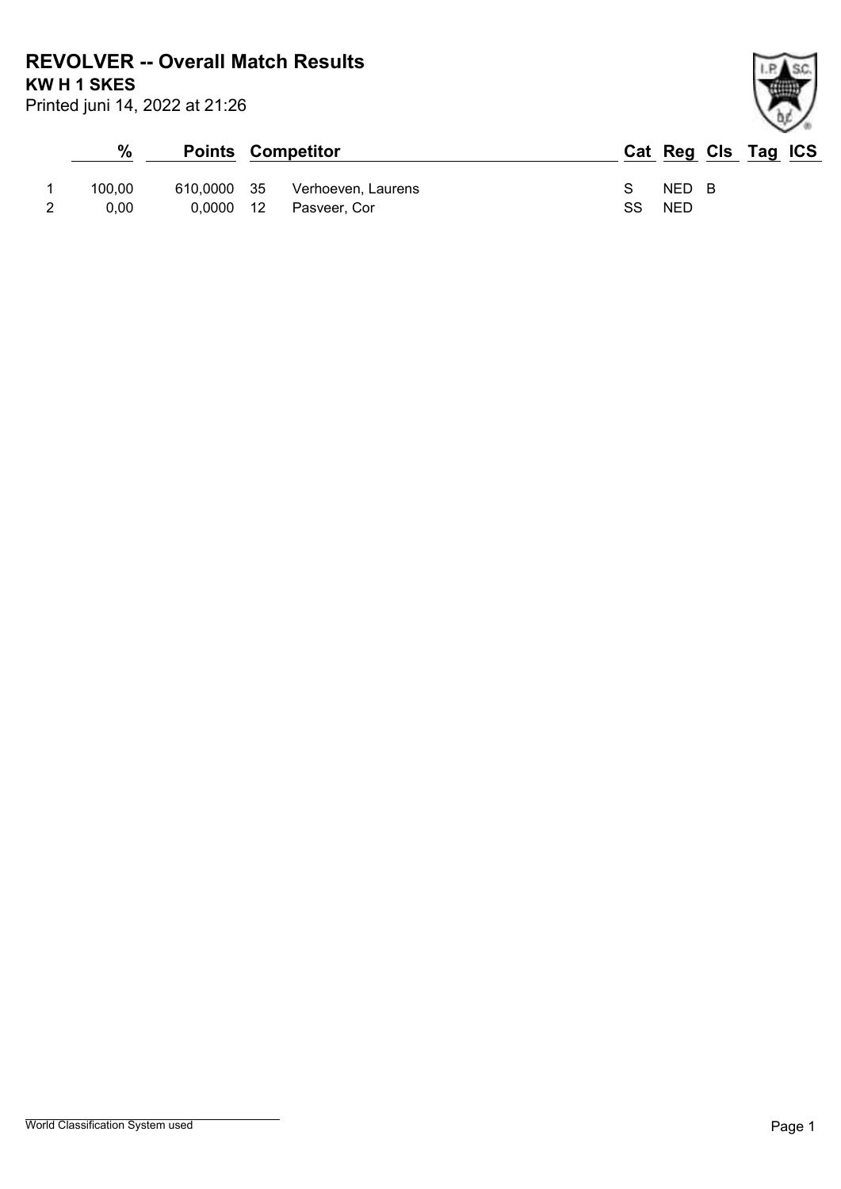# REVOLVER -- Overall Match Results

**KW H 1 SKES**

Printed juni 14, 2022 at 21:26

| | % | Points | | Competitor | Cat | Reg | Cls | Tag | ICS |
|---|---|---|---|---|---|---|---|---|---|
| 1 | 100,00 | 610,0000 | 35 | Verhoeven, Laurens | S | NED | B | | |
| 2 | 0,00 | 0,0000 | 12 | Pasveer, Cor | SS | NED | | | |

World Classification System used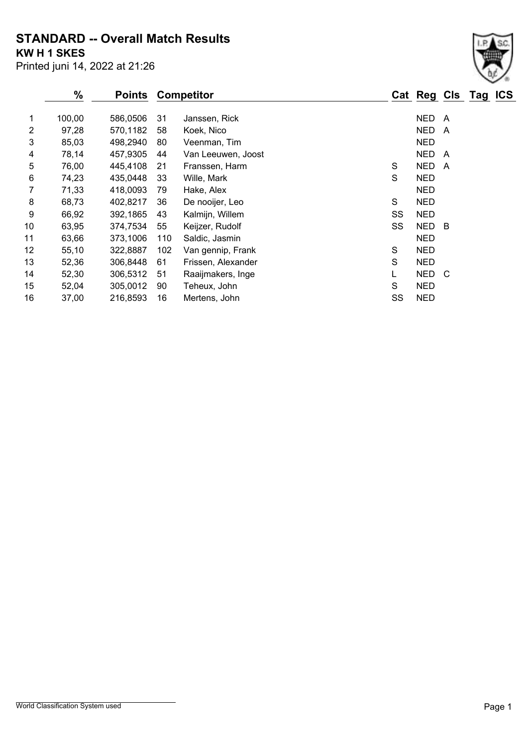# STANDARD -- Overall Match Results

**KW H 1 SKES**

Printed juni 14, 2022 at 21:26

| | % | Points | Competitor | | Cat | Reg | Cls | Tag | ICS |
|---|---|---|---|---|---|---|---|---|---|
| 1 | 100,00 | 586,0506 | 31 | Janssen, Rick | | NED | A | | |
| 2 | 97,28 | 570,1182 | 58 | Koek, Nico | | NED | A | | |
| 3 | 85,03 | 498,2940 | 80 | Veenman, Tim | | NED | | | |
| 4 | 78,14 | 457,9305 | 44 | Van Leeuwen, Joost | | NED | A | | |
| 5 | 76,00 | 445,4108 | 21 | Franssen, Harm | S | NED | A | | |
| 6 | 74,23 | 435,0448 | 33 | Wille, Mark | S | NED | | | |
| 7 | 71,33 | 418,0093 | 79 | Hake, Alex | | NED | | | |
| 8 | 68,73 | 402,8217 | 36 | De nooijer, Leo | S | NED | | | |
| 9 | 66,92 | 392,1865 | 43 | Kalmijn, Willem | SS | NED | | | |
| 10 | 63,95 | 374,7534 | 55 | Keijzer, Rudolf | SS | NED | B | | |
| 11 | 63,66 | 373,1006 | 110 | Saldic, Jasmin | | NED | | | |
| 12 | 55,10 | 322,8887 | 102 | Van gennip, Frank | S | NED | | | |
| 13 | 52,36 | 306,8448 | 61 | Frissen, Alexander | S | NED | | | |
| 14 | 52,30 | 306,5312 | 51 | Raaijmakers, Inge | L | NED | C | | |
| 15 | 52,04 | 305,0012 | 90 | Teheux, John | S | NED | | | |
| 16 | 37,00 | 216,8593 | 16 | Mertens, John | SS | NED | | | |

World Classification System used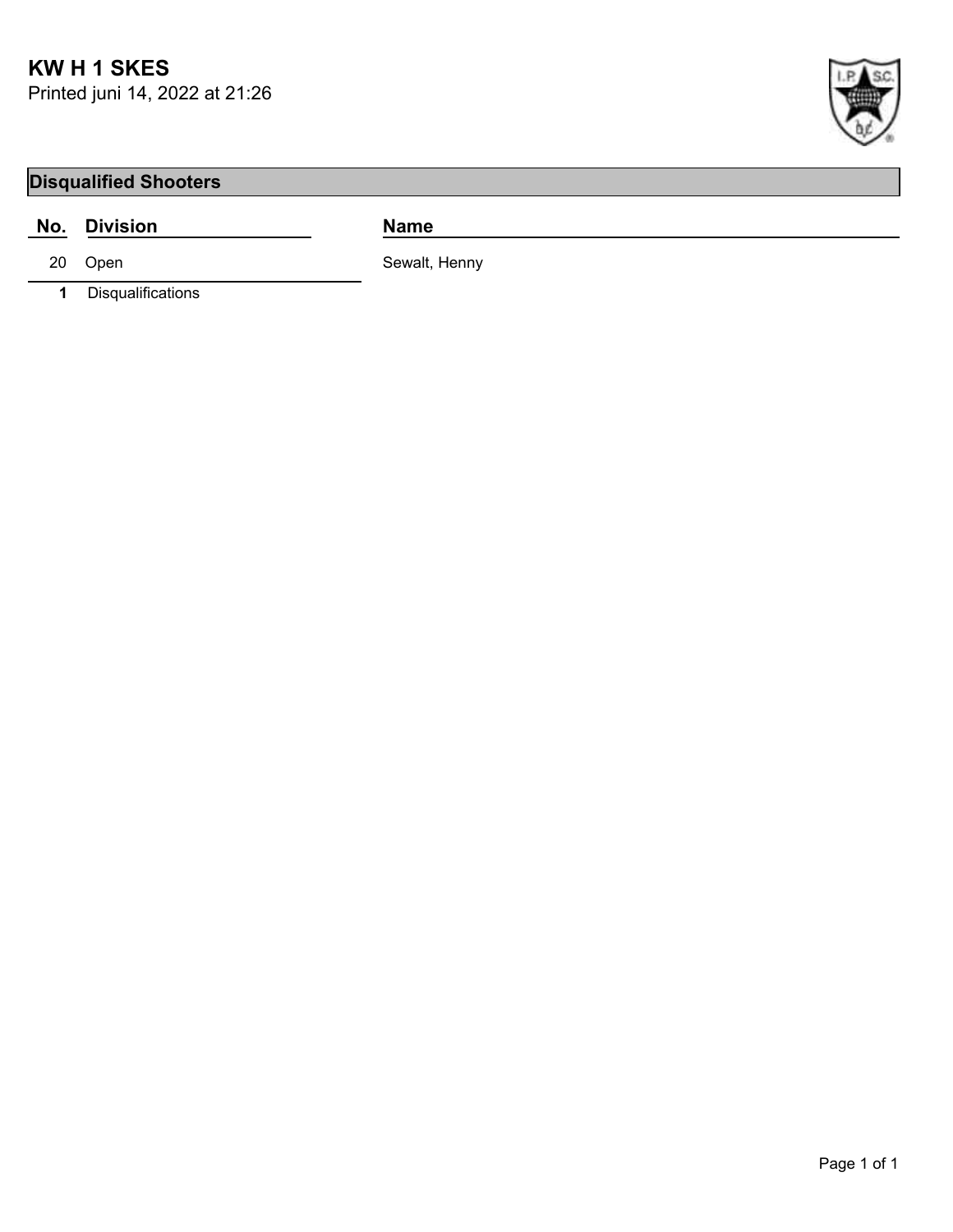# KW H 1 SKES

Printed juni 14, 2022 at 21:26

## Disqualified Shooters

| No. | Division | Name |
|---|---|---|
| 20 | Open | Sewalt, Henny |

**1** Disqualifications